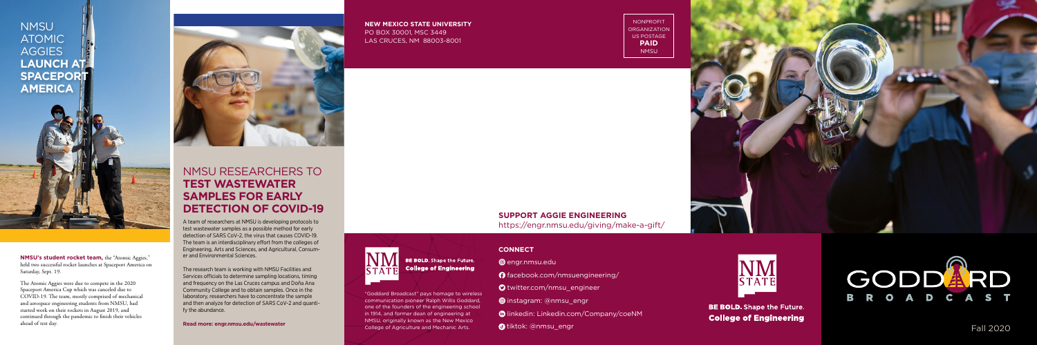# NMSU ATOMIC AGGIES **LAUNCH AT SPACEPORT AMERICA**

**NMSU's student rocket team,** the "Atomic Aggies," held two successful rocket launches at Spaceport America on Saturday, Sept. 19.

The Atomic Aggies were due to compete in the 2020 Spaceport America Cup which was canceled due to COVID-19. The team, mostly comprised of mechanical and aerospace engineering students from NMSU, had started work on their rockets in August 2019, and continued through the pandemic to finish their vehicles ahead of test day.

# NMSU RESEARCHERS TO **TEST WASTEWATER SAMPLES FOR EARLY DETECTION OF COVID-19**

A team of researchers at NMSU is developing protocols to test wastewater samples as a possible method for early detection of SARS CoV-2, the virus that causes COVID-19. The team is an interdisciplinary effort from the colleges of Engineering, Arts and Sciences, and Agricultural, Consumer and Environmental Sciences.

The research team is working with NMSU Facilities and Services officials to determine sampling locations, timing and frequency on the Las Cruces campus and Doña Ana Community College and to obtain samples. Once in the laboratory, researchers have to concentrate the sample and then analyze for detection of SARS CoV-2 and quantify the abundance.

**Read more: engr.nmsu.edu/wastewater**

**NEW MEXICO STATE UNIVERSITY**
PO BOX 30001, MSC 3449
LAS CRUCES, NM 88003-8001

NONPROFIT ORGANIZATION
US POSTAGE
**PAID**
NMSU

**BE BOLD.** Shape the Future.
**College of Engineering**

"Goddard Broadcast" pays homage to wireless communication pioneer Ralph Willis Goddard, one of the founders of the engineering school in 1914, and former dean of engineering at NMSU, originally known as the New Mexico College of Agriculture and Mechanic Arts.

## SUPPORT AGGIE ENGINEERING

https://engr.nmsu.edu/giving/make-a-gift/

## CONNECT

- engr.nmsu.edu
- facebook.com/nmsuengineering/
- twitter.com/nmsu_engineer
- instagram: @nmsu_engr
- linkedin: Linkedin.com/Company/coeNM
- tiktok: @nmsu_engr

**BE BOLD.** Shape the Future.
**College of Engineering**

# GODDARD BROADCAST

Fall 2020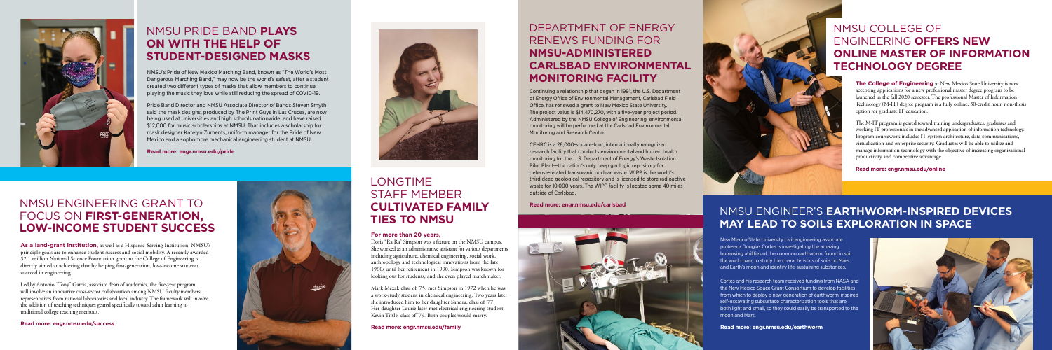## NMSU PRIDE BAND **PLAYS ON WITH THE HELP OF STUDENT-DESIGNED MASKS**

NMSU's Pride of New Mexico Marching Band, known as "The World's Most Dangerous Marching Band," may now be the world's safest, after a student created two different types of masks that allow members to continue playing the music they love while still reducing the spread of COVID-19.

Pride Band Director and NMSU Associate Director of Bands Steven Smyth said the mask designs, produced by The Print Guys in Las Cruces, are now being used at universities and high schools nationwide, and have raised $12,000 for music scholarships at NMSU. That includes a scholarship for mask designer Katelyn Zuments, uniform manager for the Pride of New Mexico and a sophomore mechanical engineering student at NMSU.

**Read more: engr.nmsu.edu/pride**

## NMSU ENGINEERING GRANT TO FOCUS ON **FIRST-GENERATION, LOW-INCOME STUDENT SUCCESS**

**As a land-grant institution,** as well as a Hispanic-Serving Institution, NMSU's principle goals are to enhance student success and social mobility. A recently awarded $2.1 million National Science Foundation grant to the College of Engineering is directly aimed at achieving that by helping first-generation, low-income students succeed in engineering.

Led by Antonio "Tony" Garcia, associate dean of academics, the five-year program will involve an innovative cross-sector collaboration among NMSU faculty members, representatives from national laboratories and local industry. The framework will involve the addition of teaching techniques geared specifically toward adult learning to traditional college teaching methods.

**Read more: engr.nmsu.edu/success**

## LONGTIME STAFF MEMBER **CULTIVATED FAMILY TIES TO NMSU**

**For more than 20 years,**

Doris "Ra Ra" Simpson was a fixture on the NMSU campus. She worked as an administrative assistant for various departments including agriculture, chemical engineering, social work, anthropology and technological innovations from the late 1960s until her retirement in 1990. Simpson was known for looking out for students, and she even played matchmaker.

Mark Mexal, class of '75, met Simpson in 1972 when he was a work-study student in chemical engineering. Two years later she introduced him to her daughter Sandra, class of '77. Her daughter Laurie later met electrical engineering student Kevin Tittle, class of '79. Both couples would marry.

**Read more: engr.nmsu.edu/family**

## DEPARTMENT OF ENERGY RENEWS FUNDING FOR **NMSU-ADMINISTERED CARLSBAD ENVIRONMENTAL MONITORING FACILITY**

Continuing a relationship that began in 1991, the U.S. Department of Energy Office of Environmental Management, Carlsbad Field Office, has renewed a grant to New Mexico State University. The project value is $14,470,270, with a five-year project period. Administered by the NMSU College of Engineering, environmental monitoring will be performed at the Carlsbad Environmental Monitoring and Research Center.

CEMRC is a 26,000-square-foot, internationally recognized research facility that conducts environmental and human health monitoring for the U.S. Department of Energy's Waste Isolation Pilot Plant—the nation's only deep geologic repository for defense-related transuranic nuclear waste. WIPP is the world's third deep geological repository and is licensed to store radioactive waste for 10,000 years. The WIPP facility is located some 40 miles outside of Carlsbad.

**Read more: engr.nmsu.edu/carlsbad**

## NMSU COLLEGE OF ENGINEERING **OFFERS NEW ONLINE MASTER OF INFORMATION TECHNOLOGY DEGREE**

**The College of Engineering** at New Mexico State University is now accepting applications for a new professional master degree program to be launched in the fall 2020 semester. The professional Master of Information Technology (M-IT) degree program is a fully online, 30-credit hour, non-thesis option for graduate IT education.

The M-IT program is geared toward training undergraduates, graduates and working IT professionals in the advanced application of information technology. Program coursework includes IT system architecture, data communications, virtualization and enterprise security. Graduates will be able to utilize and manage information technology with the objective of increasing organizational productivity and competitive advantage.

**Read more: engr.nmsu.edu/online**

## NMSU ENGINEER'S **EARTHWORM-INSPIRED DEVICES MAY LEAD TO SOILS EXPLORATION IN SPACE**

New Mexico State University civil engineering associate professor Douglas Cortes is investigating the amazing burrowing abilities of the common earthworm, found in soil the world over, to study the characteristics of soils on Mars and Earth's moon and identify life-sustaining substances.

Cortes and his research team received funding from NASA and the New Mexico Space Grant Consortium to develop facilities from which to deploy a new generation of earthworm-inspired self-excavating subsurface characterization tools that are both light and small, so they could easily be transported to the moon and Mars.

**Read more: engr.nmsu.edu/earthworm**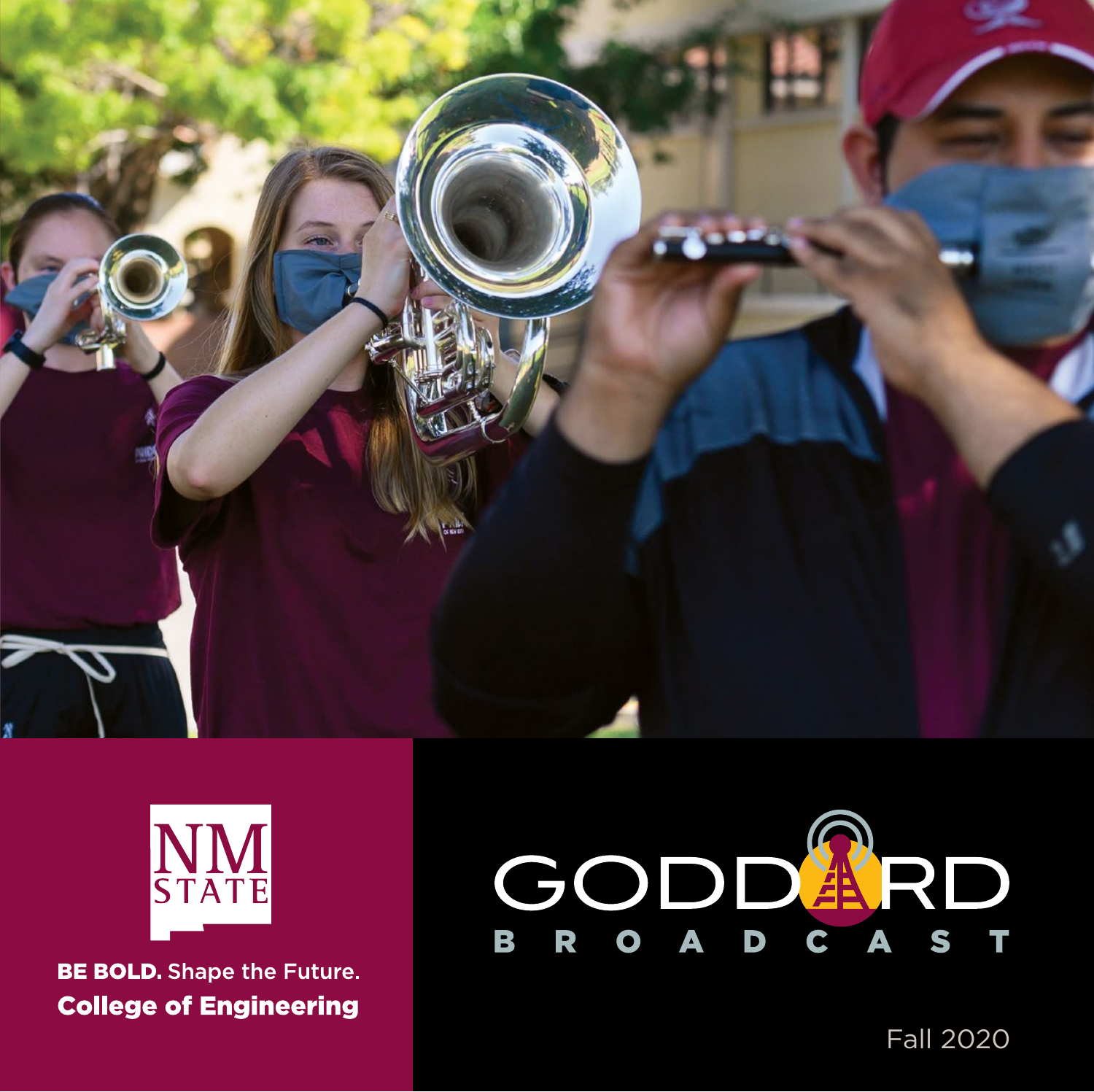NM STATE

**BE BOLD.** Shape the Future.

**College of Engineering**

# GODDARD

## BROADCAST

Fall 2020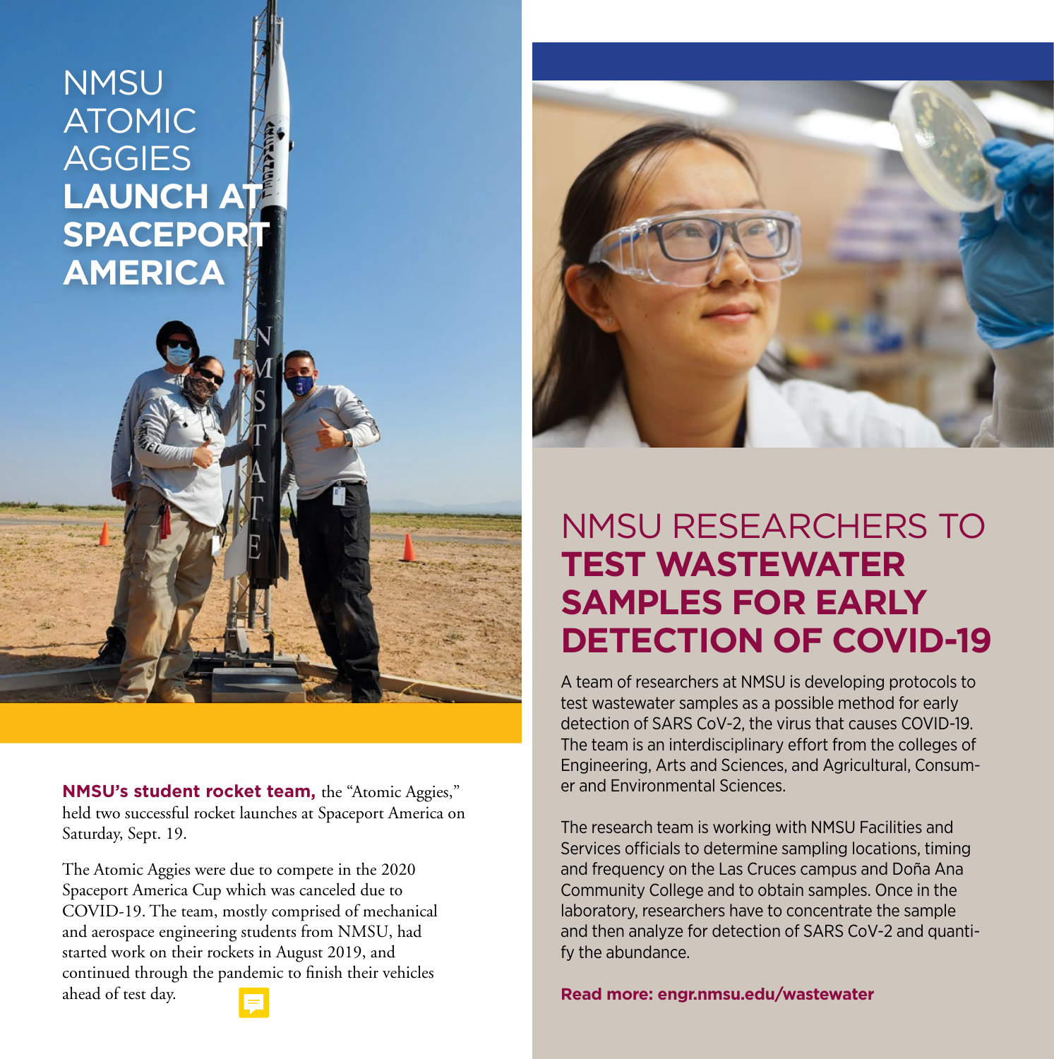# NMSU ATOMIC AGGIES **LAUNCH AT SPACEPORT AMERICA**

**NMSU's student rocket team,** the "Atomic Aggies," held two successful rocket launches at Spaceport America on Saturday, Sept. 19.

The Atomic Aggies were due to compete in the 2020 Spaceport America Cup which was canceled due to COVID-19. The team, mostly comprised of mechanical and aerospace engineering students from NMSU, had started work on their rockets in August 2019, and continued through the pandemic to finish their vehicles ahead of test day.

# NMSU RESEARCHERS TO **TEST WASTEWATER SAMPLES FOR EARLY DETECTION OF COVID-19**

A team of researchers at NMSU is developing protocols to test wastewater samples as a possible method for early detection of SARS CoV-2, the virus that causes COVID-19. The team is an interdisciplinary effort from the colleges of Engineering, Arts and Sciences, and Agricultural, Consumer and Environmental Sciences.

The research team is working with NMSU Facilities and Services officials to determine sampling locations, timing and frequency on the Las Cruces campus and Doña Ana Community College and to obtain samples. Once in the laboratory, researchers have to concentrate the sample and then analyze for detection of SARS CoV-2 and quantify the abundance.

**Read more: engr.nmsu.edu/wastewater**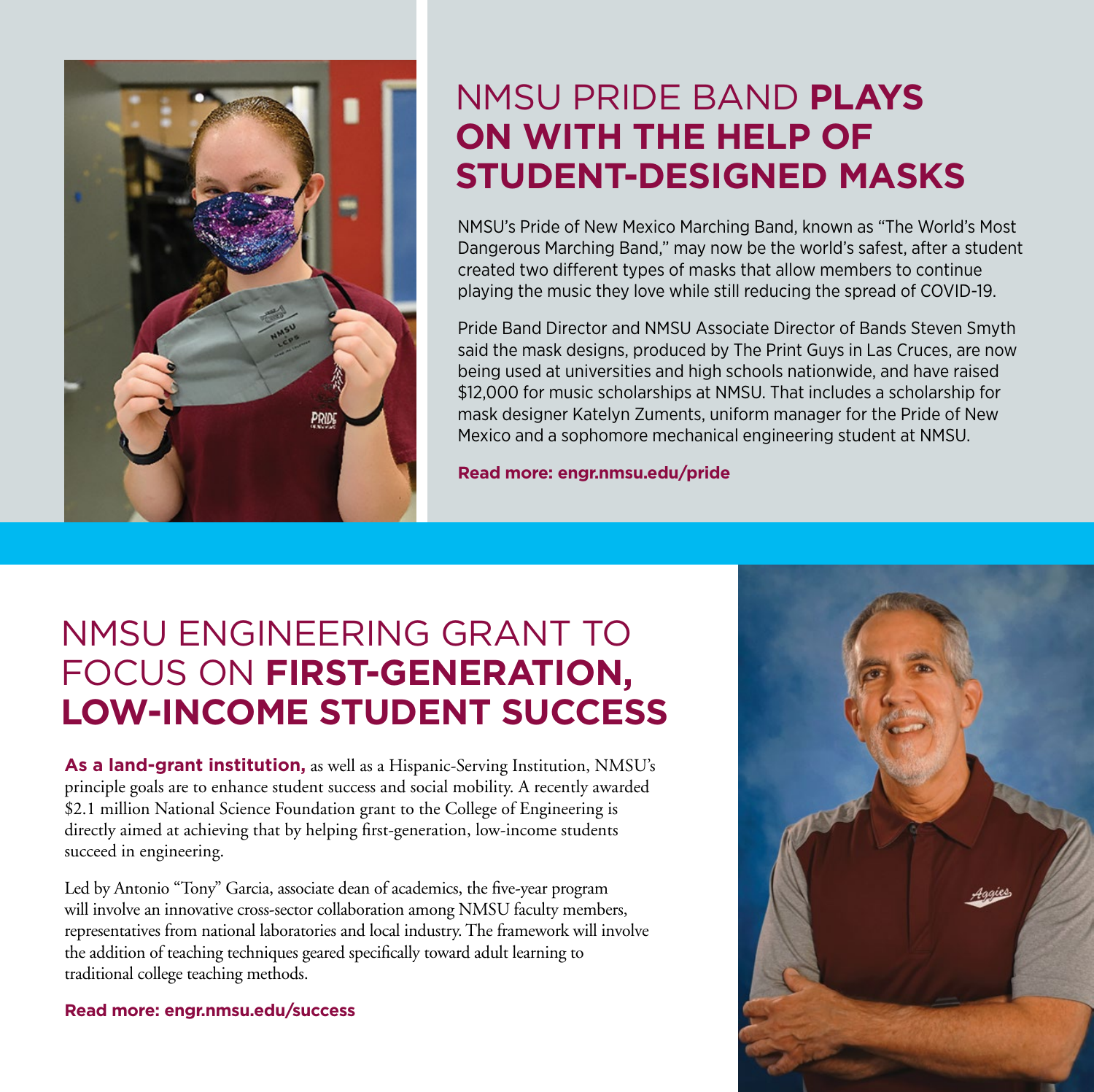# NMSU PRIDE BAND **PLAYS ON WITH THE HELP OF STUDENT-DESIGNED MASKS**

NMSU's Pride of New Mexico Marching Band, known as "The World's Most Dangerous Marching Band," may now be the world's safest, after a student created two different types of masks that allow members to continue playing the music they love while still reducing the spread of COVID-19.

Pride Band Director and NMSU Associate Director of Bands Steven Smyth said the mask designs, produced by The Print Guys in Las Cruces, are now being used at universities and high schools nationwide, and have raised $12,000 for music scholarships at NMSU. That includes a scholarship for mask designer Katelyn Zuments, uniform manager for the Pride of New Mexico and a sophomore mechanical engineering student at NMSU.

**Read more: engr.nmsu.edu/pride**

# NMSU ENGINEERING GRANT TO FOCUS ON **FIRST-GENERATION, LOW-INCOME STUDENT SUCCESS**

**As a land-grant institution,** as well as a Hispanic-Serving Institution, NMSU's principle goals are to enhance student success and social mobility. A recently awarded $2.1 million National Science Foundation grant to the College of Engineering is directly aimed at achieving that by helping first-generation, low-income students succeed in engineering.

Led by Antonio "Tony" Garcia, associate dean of academics, the five-year program will involve an innovative cross-sector collaboration among NMSU faculty members, representatives from national laboratories and local industry. The framework will involve the addition of teaching techniques geared specifically toward adult learning to traditional college teaching methods.

**Read more: engr.nmsu.edu/success**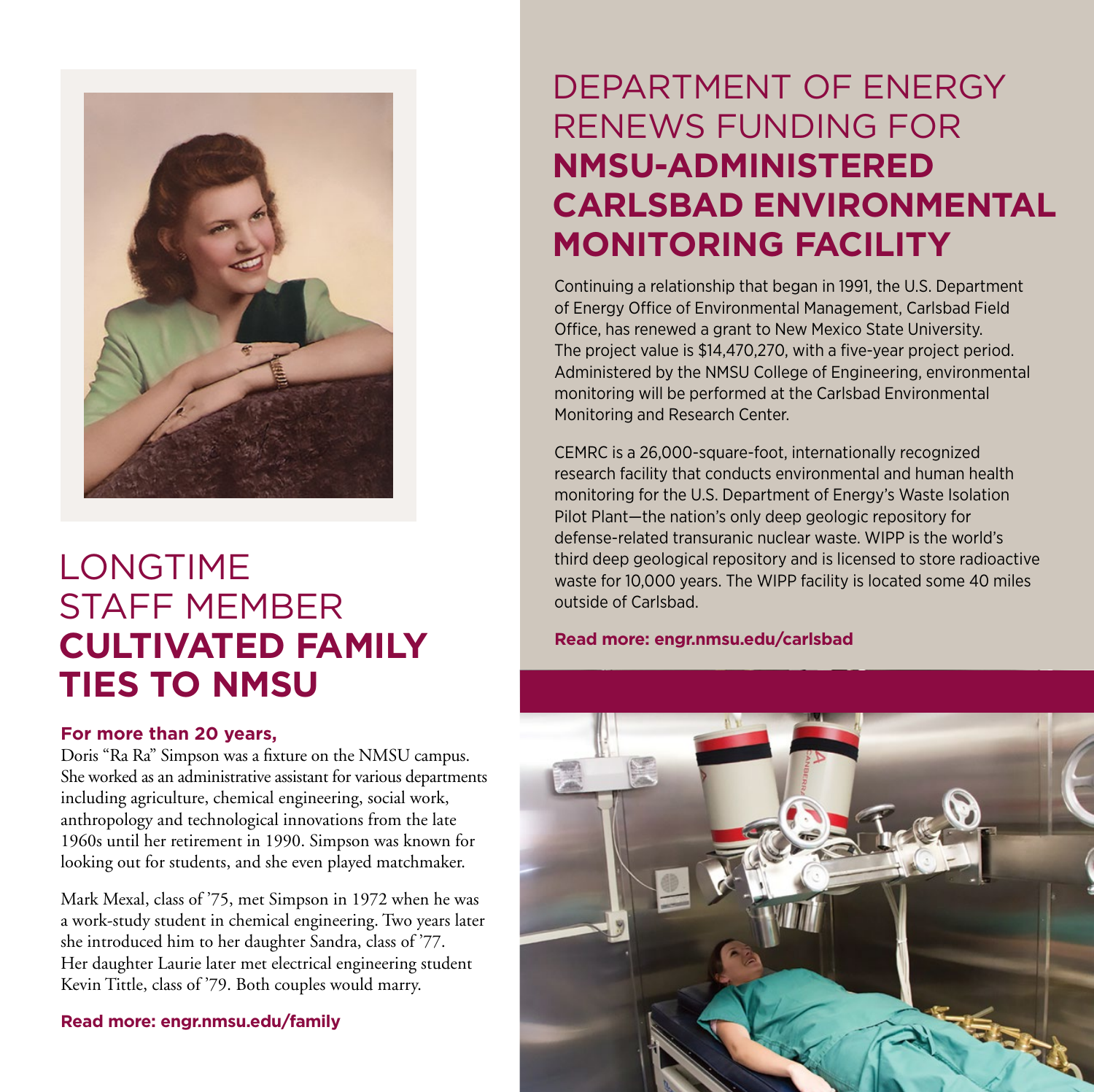# LONGTIME STAFF MEMBER **CULTIVATED FAMILY TIES TO NMSU**

**For more than 20 years,**
Doris "Ra Ra" Simpson was a fixture on the NMSU campus. She worked as an administrative assistant for various departments including agriculture, chemical engineering, social work, anthropology and technological innovations from the late 1960s until her retirement in 1990. Simpson was known for looking out for students, and she even played matchmaker.

Mark Mexal, class of '75, met Simpson in 1972 when he was a work-study student in chemical engineering. Two years later she introduced him to her daughter Sandra, class of '77. Her daughter Laurie later met electrical engineering student Kevin Tittle, class of '79. Both couples would marry.

**Read more: engr.nmsu.edu/family**

# DEPARTMENT OF ENERGY RENEWS FUNDING FOR **NMSU-ADMINISTERED CARLSBAD ENVIRONMENTAL MONITORING FACILITY**

Continuing a relationship that began in 1991, the U.S. Department of Energy Office of Environmental Management, Carlsbad Field Office, has renewed a grant to New Mexico State University. The project value is $14,470,270, with a five-year project period. Administered by the NMSU College of Engineering, environmental monitoring will be performed at the Carlsbad Environmental Monitoring and Research Center.

CEMRC is a 26,000-square-foot, internationally recognized research facility that conducts environmental and human health monitoring for the U.S. Department of Energy's Waste Isolation Pilot Plant—the nation's only deep geologic repository for defense-related transuranic nuclear waste. WIPP is the world's third deep geological repository and is licensed to store radioactive waste for 10,000 years. The WIPP facility is located some 40 miles outside of Carlsbad.

**Read more: engr.nmsu.edu/carlsbad**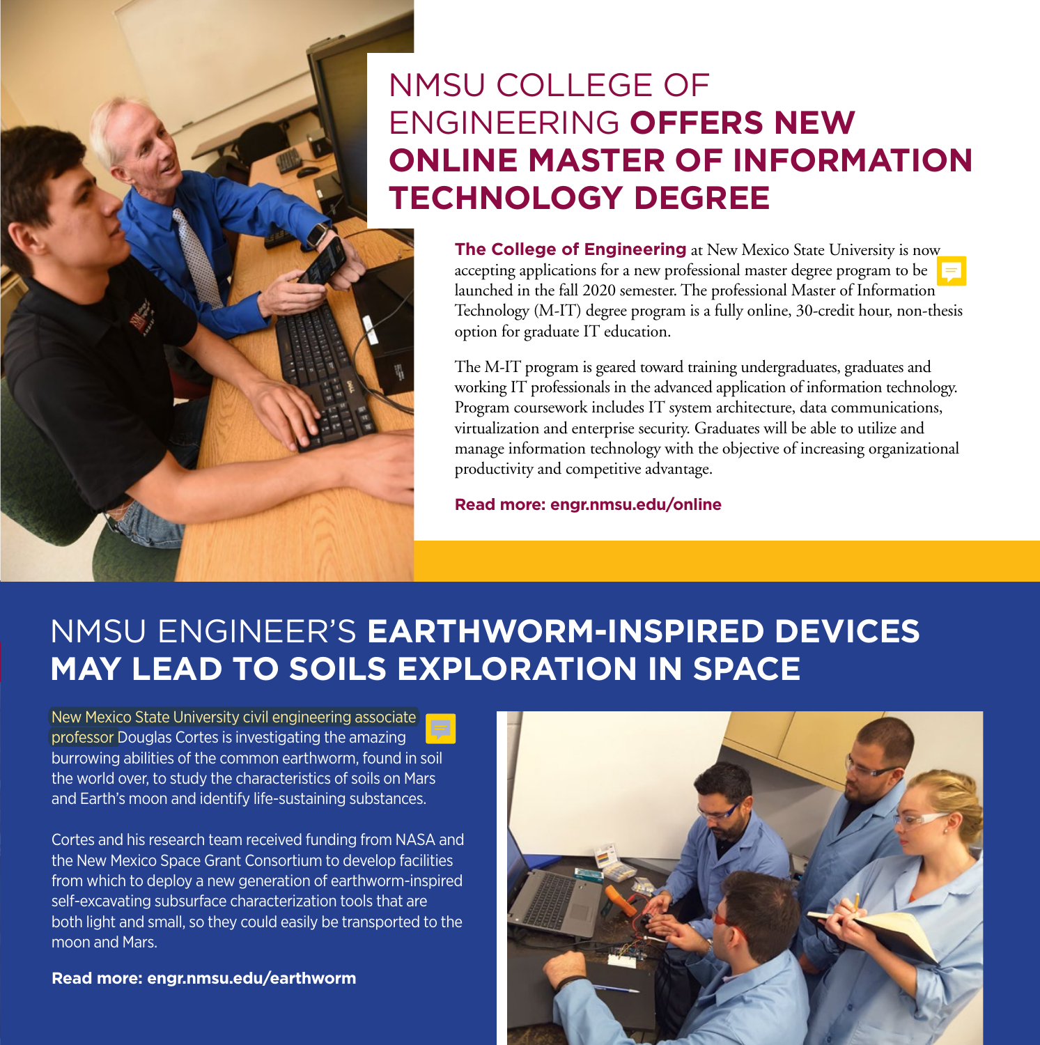# NMSU COLLEGE OF ENGINEERING **OFFERS NEW ONLINE MASTER OF INFORMATION TECHNOLOGY DEGREE**

**The College of Engineering** at New Mexico State University is now accepting applications for a new professional master degree program to be launched in the fall 2020 semester. The professional Master of Information Technology (M-IT) degree program is a fully online, 30-credit hour, non-thesis option for graduate IT education.

The M-IT program is geared toward training undergraduates, graduates and working IT professionals in the advanced application of information technology. Program coursework includes IT system architecture, data communications, virtualization and enterprise security. Graduates will be able to utilize and manage information technology with the objective of increasing organizational productivity and competitive advantage.

**Read more: engr.nmsu.edu/online**

# NMSU ENGINEER'S **EARTHWORM-INSPIRED DEVICES MAY LEAD TO SOILS EXPLORATION IN SPACE**

New Mexico State University civil engineering associate professor Douglas Cortes is investigating the amazing burrowing abilities of the common earthworm, found in soil the world over, to study the characteristics of soils on Mars and Earth's moon and identify life-sustaining substances.

Cortes and his research team received funding from NASA and the New Mexico Space Grant Consortium to develop facilities from which to deploy a new generation of earthworm-inspired self-excavating subsurface characterization tools that are both light and small, so they could easily be transported to the moon and Mars.

**Read more: engr.nmsu.edu/earthworm**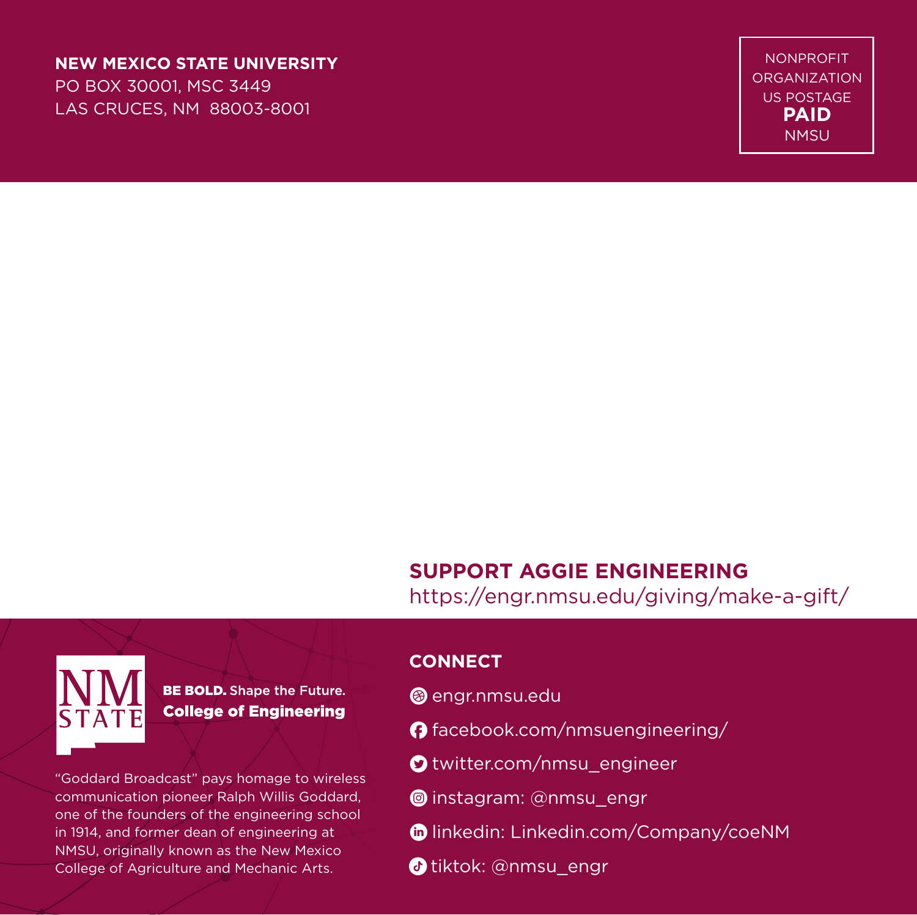**NEW MEXICO STATE UNIVERSITY**
PO BOX 30001, MSC 3449
LAS CRUCES, NM 88003-8001

NONPROFIT
ORGANIZATION
US POSTAGE
**PAID**
NMSU

## SUPPORT AGGIE ENGINEERING

https://engr.nmsu.edu/giving/make-a-gift/

NM STATE

**BE BOLD.** Shape the Future.
**College of Engineering**

"Goddard Broadcast" pays homage to wireless communication pioneer Ralph Willis Goddard, one of the founders of the engineering school in 1914, and former dean of engineering at NMSU, originally known as the New Mexico College of Agriculture and Mechanic Arts.

## CONNECT

- engr.nmsu.edu
- facebook.com/nmsuengineering/
- twitter.com/nmsu_engineer
- instagram: @nmsu_engr
- linkedin: Linkedin.com/Company/coeNM
- tiktok: @nmsu_engr